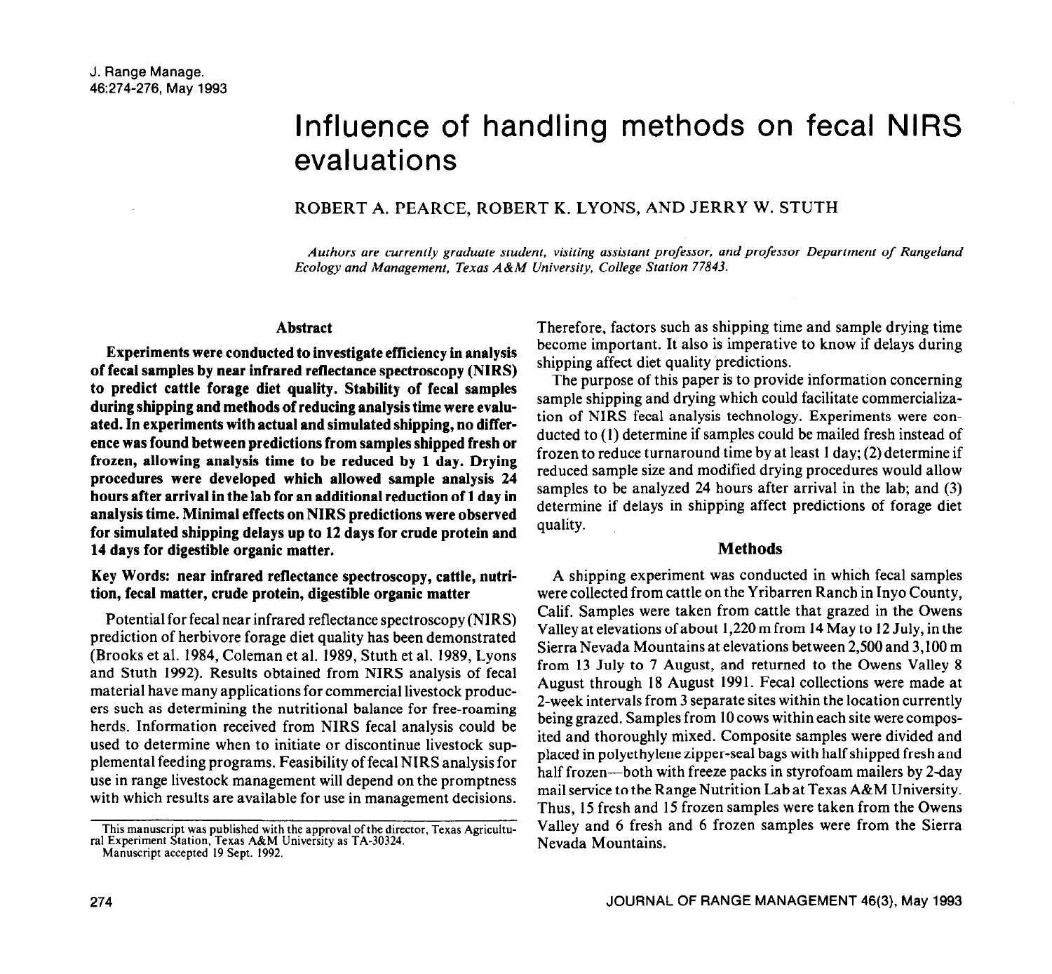# Influence of handling methods on fecal NIRS evaluations

ROBERT A. PEARCE, ROBERT K. LYONS, AND JERRY W. STUTH

*Authors are currently graduate student, visiting assistant professor, and professor Department of Rangeland Ecology and Management, Texas A&M University, College Station 77843.*

## Abstract

**Experiments were conducted to investigate efficiency in analysis of fecal samples by near infrared reflectance spectroscopy (NIRS) to predict cattle forage diet quality. Stability of fecal samples during shipping and methods of reducing analysis time were evaluated. In experiments with actual and simulated shipping, no difference was found between predictions from samples shipped fresh or frozen, allowing analysis time to be reduced by 1 day. Drying procedures were developed which allowed sample analysis 24 hours after arrival in the lab for an additional reduction of 1 day in analysis time. Minimal effects on NIRS predictions were observed for simulated shipping delays up to 12 days for crude protein and 14 days for digestible organic matter.**

**Key Words: near infrared reflectance spectroscopy, cattle, nutrition, fecal matter, crude protein, digestible organic matter**

Potential for fecal near infrared reflectance spectroscopy (NIRS) prediction of herbivore forage diet quality has been demonstrated (Brooks et al. 1984, Coleman et al. 1989, Stuth et al. 1989, Lyons and Stuth 1992). Results obtained from NIRS analysis of fecal material have many applications for commercial livestock producers such as determining the nutritional balance for free-roaming herds. Information received from NIRS fecal analysis could be used to determine when to initiate or discontinue livestock supplemental feeding programs. Feasibility of fecal NIRS analysis for use in range livestock management will depend on the promptness with which results are available for use in management decisions. Therefore, factors such as shipping time and sample drying time become important. It also is imperative to know if delays during shipping affect diet quality predictions.

The purpose of this paper is to provide information concerning sample shipping and drying which could facilitate commercialization of NIRS fecal analysis technology. Experiments were conducted to (1) determine if samples could be mailed fresh instead of frozen to reduce turnaround time by at least 1 day; (2) determine if reduced sample size and modified drying procedures would allow samples to be analyzed 24 hours after arrival in the lab; and (3) determine if delays in shipping affect predictions of forage diet quality.

## Methods

A shipping experiment was conducted in which fecal samples were collected from cattle on the Yribarren Ranch in Inyo County, Calif. Samples were taken from cattle that grazed in the Owens Valley at elevations of about 1,220 m from 14 May to 12 July, in the Sierra Nevada Mountains at elevations between 2,500 and 3,100 m from 13 July to 7 August, and returned to the Owens Valley 8 August through 18 August 1991. Fecal collections were made at 2-week intervals from 3 separate sites within the location currently being grazed. Samples from 10 cows within each site were composited and thoroughly mixed. Composite samples were divided and placed in polyethylene zipper-seal bags with half shipped fresh and half frozen—both with freeze packs in styrofoam mailers by 2-day mail service to the Range Nutrition Lab at Texas A&M University. Thus, 15 fresh and 15 frozen samples were taken from the Owens Valley and 6 fresh and 6 frozen samples were from the Sierra Nevada Mountains.

This manuscript was published with the approval of the director, Texas Agricultural Experiment Station, Texas A&M University as TA-30324.

Manuscript accepted 19 Sept. 1992.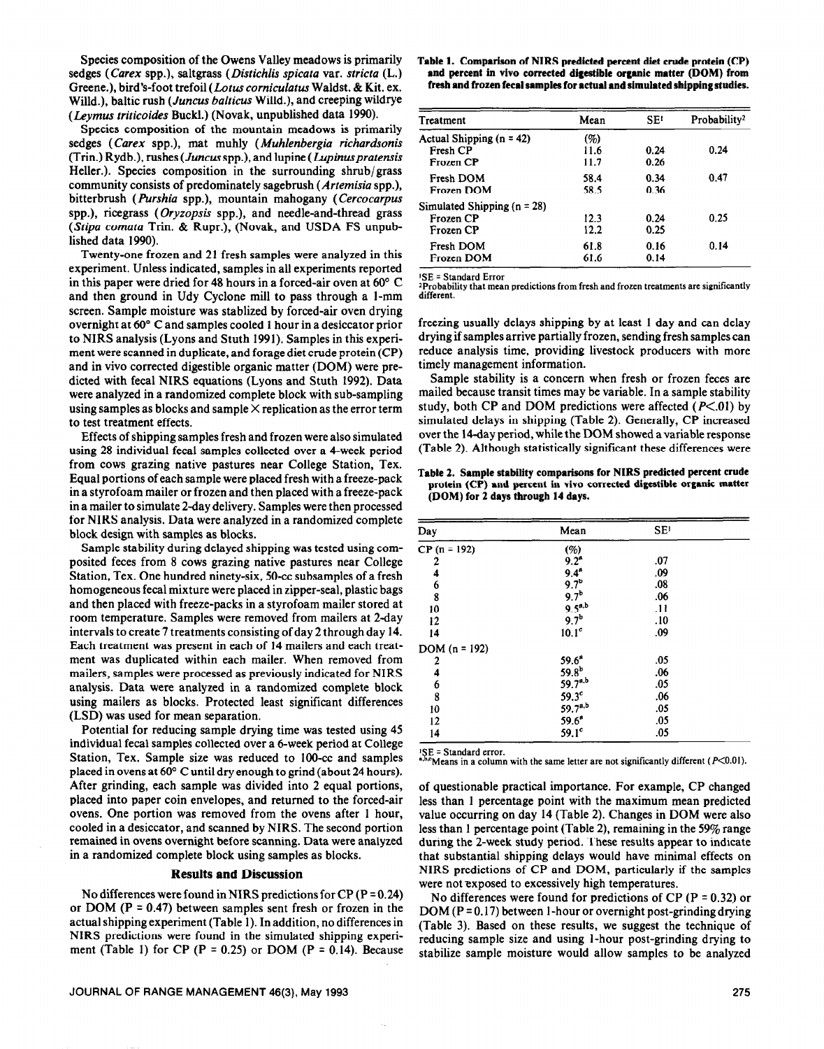Species composition of the Owens Valley meadows is primarily sedges (*Carex* spp.), saltgrass (*Distichlis spicata* var. *stricta* (L.) Greene.), bird's-foot trefoil (*Lotus corniculatus* Waldst. & Kit. ex. Willd.), baltic rush (*Juncus balticus* Willd.), and creeping wildrye (*Leymus triticoides* Buckl.) (Novak, unpublished data 1990).

Species composition of the mountain meadows is primarily sedges (*Carex* spp.), mat muhly (*Muhlenbergia richardsonis* (Trin.) Rydb.), rushes (*Juncus* spp.), and lupine (*Lupinus pratensis* Heller.). Species composition in the surrounding shrub/grass community consists of predominately sagebrush (*Artemisia* spp.), bitterbrush (*Purshia* spp.), mountain mahogany (*Cercocarpus* spp.), ricegrass (*Oryzopsis* spp.), and needle-and-thread grass (*Stipa comata* Trin. & Rupr.), (Novak, and USDA FS unpublished data 1990).

Twenty-one frozen and 21 fresh samples were analyzed in this experiment. Unless indicated, samples in all experiments reported in this paper were dried for 48 hours in a forced-air oven at 60° C and then ground in Udy Cyclone mill to pass through a 1-mm screen. Sample moisture was stablized by forced-air oven drying overnight at 60° C and samples cooled 1 hour in a desiccator prior to NIRS analysis (Lyons and Stuth 1991). Samples in this experiment were scanned in duplicate, and forage diet crude protein (CP) and in vivo corrected digestible organic matter (DOM) were predicted with fecal NIRS equations (Lyons and Stuth 1992). Data were analyzed in a randomized complete block with sub-sampling using samples as blocks and sample × replication as the error term to test treatment effects.

Effects of shipping samples fresh and frozen were also simulated using 28 individual fecal samples collected over a 4-week period from cows grazing native pastures near College Station, Tex. Equal portions of each sample were placed fresh with a freeze-pack in a styrofoam mailer or frozen and then placed with a freeze-pack in a mailer to simulate 2-day delivery. Samples were then processed for NIRS analysis. Data were analyzed in a randomized complete block design with samples as blocks.

Sample stability during delayed shipping was tested using composited feces from 8 cows grazing native pastures near College Station, Tex. One hundred ninety-six, 50-cc subsamples of a fresh homogeneous fecal mixture were placed in zipper-seal, plastic bags and then placed with freeze-packs in a styrofoam mailer stored at room temperature. Samples were removed from mailers at 2-day intervals to create 7 treatments consisting of day 2 through day 14. Each treatment was present in each of 14 mailers and each treatment was duplicated within each mailer. When removed from mailers, samples were processed as previously indicated for NIRS analysis. Data were analyzed in a randomized complete block using mailers as blocks. Protected least significant differences (LSD) was used for mean separation.

Potential for reducing sample drying time was tested using 45 individual fecal samples collected over a 6-week period at College Station, Tex. Sample size was reduced to 100-cc and samples placed in ovens at 60° C until dry enough to grind (about 24 hours). After grinding, each sample was divided into 2 equal portions, placed into paper coin envelopes, and returned to the forced-air ovens. One portion was removed from the ovens after 1 hour, cooled in a desiccator, and scanned by NIRS. The second portion remained in ovens overnight before scanning. Data were analyzed in a randomized complete block using samples as blocks.

## Results and Discussion

No differences were found in NIRS predictions for CP ($P = 0.24$) or DOM ($P = 0.47$) between samples sent fresh or frozen in the actual shipping experiment (Table 1). In addition, no differences in NIRS predictions were found in the simulated shipping experiment (Table 1) for CP ($P = 0.25$) or DOM ($P = 0.14$). Because freezing usually delays shipping by at least 1 day and can delay drying if samples arrive partially frozen, sending fresh samples can reduce analysis time, providing livestock producers with more timely management information.

**Table 1. Comparison of NIRS predicted percent diet crude protein (CP) and percent in vivo corrected digestible organic matter (DOM) from fresh and frozen fecal samples for actual and simulated shipping studies.**

| Treatment | Mean | SE[1] | Probability[2] |
|---|---|---|---|
| Actual Shipping (n = 42) | (%) | | |
| Fresh CP | 11.6 | 0.24 | 0.24 |
| Frozen CP | 11.7 | 0.26 | |
| Fresh DOM | 58.4 | 0.34 | 0.47 |
| Frozen DOM | 58.5 | 0.36 | |
| Simulated Shipping (n = 28) | | | |
| Frozen CP | 12.3 | 0.24 | 0.25 |
| Frozen CP | 12.2 | 0.25 | |
| Fresh DOM | 61.8 | 0.16 | 0.14 |
| Frozen DOM | 61.6 | 0.14 | |

[1]SE = Standard Error
[2]Probability that mean predictions from fresh and frozen treatments are significantly different.

Sample stability is a concern when fresh or frozen feces are mailed because transit times may be variable. In a sample stability study, both CP and DOM predictions were affected ($P < .01$) by simulated delays in shipping (Table 2). Generally, CP increased over the 14-day period, while the DOM showed a variable response (Table 2). Although statistically significant these differences were of questionable practical importance. For example, CP changed less than 1 percentage point with the maximum mean predicted value occurring on day 14 (Table 2). Changes in DOM were also less than 1 percentage point (Table 2), remaining in the 59% range during the 2-week study period. These results appear to indicate that substantial shipping delays would have minimal effects on NIRS predictions of CP and DOM, particularly if the samples were not exposed to excessively high temperatures.

**Table 2. Sample stability comparisons for NIRS predicted percent crude protein (CP) and percent in vivo corrected digestible organic matter (DOM) for 2 days through 14 days.**

| Day | Mean | SE[1] |
|---|---|---|
| CP (n = 192) | (%) | |
| 2 | 9.2[a] | .07 |
| 4 | 9.4[a] | .09 |
| 6 | 9.7[b] | .08 |
| 8 | 9.7[b] | .06 |
| 10 | 9.5[a,b] | .11 |
| 12 | 9.7[b] | .10 |
| 14 | 10.1[c] | .09 |
| DOM (n = 192) | | |
| 2 | 59.6[a] | .05 |
| 4 | 59.8[b] | .06 |
| 6 | 59.7[a,b] | .05 |
| 8 | 59.3[c] | .06 |
| 10 | 59.7[a,b] | .05 |
| 12 | 59.6[a] | .05 |
| 14 | 59.1[c] | .05 |

[1]SE = Standard error.
[a,b,c]Means in a column with the same letter are not significantly different ($P < 0.01$).

No differences were found for predictions of CP ($P = 0.32$) or DOM ($P = 0.17$) between 1-hour or overnight post-grinding drying (Table 3). Based on these results, we suggest the technique of reducing sample size and using 1-hour post-grinding drying to stabilize sample moisture would allow samples to be analyzed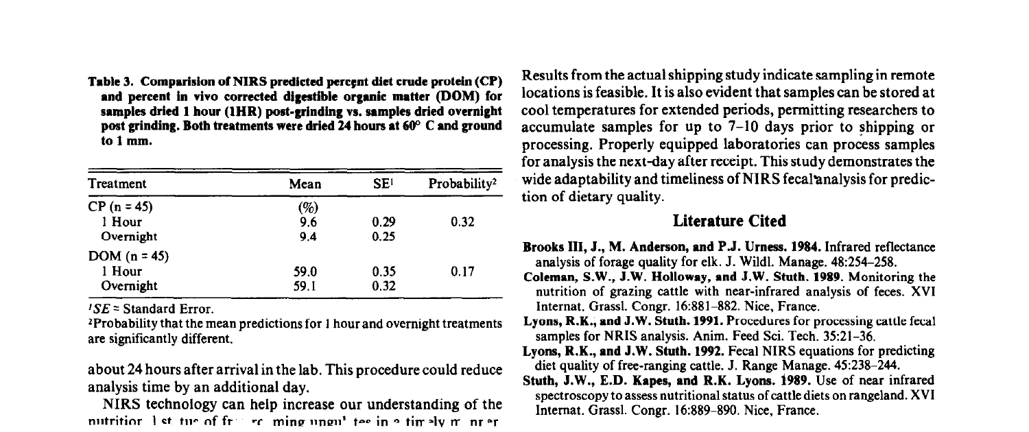**Table 3. Comparision of NIRS predicted percent diet crude protein (CP) and percent in vivo corrected digestible organic matter (DOM) for samples dried 1 hour (1HR) post-grinding vs. samples dried overnight post grinding. Both treatments were dried 24 hours at 60° C and ground to 1 mm.**

| Treatment | Mean | SE[1] | Probability[2] |
|---|---|---|---|
| CP (n = 45) | (%) | | |
| 1 Hour | 9.6 | 0.29 | 0.32 |
| Overnight | 9.4 | 0.25 | |
| DOM (n = 45) | | | |
| 1 Hour | 59.0 | 0.35 | 0.17 |
| Overnight | 59.1 | 0.32 | |

[1]*SE* = Standard Error.

[2]Probability that the mean predictions for 1 hour and overnight treatments are significantly different.

about 24 hours after arrival in the lab. This procedure could reduce analysis time by an additional day.

NIRS technology can help increase our understanding of the nutritior l st tu^ of fr rc ming ungu' tes in a tir ely m nr er

Results from the actual shipping study indicate sampling in remote locations is feasible. It is also evident that samples can be stored at cool temperatures for extended periods, permitting researchers to accumulate samples for up to 7–10 days prior to shipping or processing. Properly equipped laboratories can process samples for analysis the next-day after receipt. This study demonstrates the wide adaptability and timeliness of NIRS fecal analysis for prediction of dietary quality.

## Literature Cited

**Brooks III, J., M. Anderson, and P.J. Urness. 1984.** Infrared reflectance analysis of forage quality for elk. J. Wildl. Manage. 48:254–258.

**Coleman, S.W., J.W. Holloway, and J.W. Stuth. 1989.** Monitoring the nutrition of grazing cattle with near-infrared analysis of feces. XVI Internat. Grassl. Congr. 16:881–882. Nice, France.

**Lyons, R.K., and J.W. Stuth. 1991.** Procedures for processing cattle fecal samples for NRIS analysis. Anim. Feed Sci. Tech. 35:21–36.

**Lyons, R.K., and J.W. Stuth. 1992.** Fecal NIRS equations for predicting diet quality of free-ranging cattle. J. Range Manage. 45:238–244.

**Stuth, J.W., E.D. Kapes, and R.K. Lyons. 1989.** Use of near infrared spectroscopy to assess nutritional status of cattle diets on rangeland. XVI Internat. Grassl. Congr. 16:889–890. Nice, France.